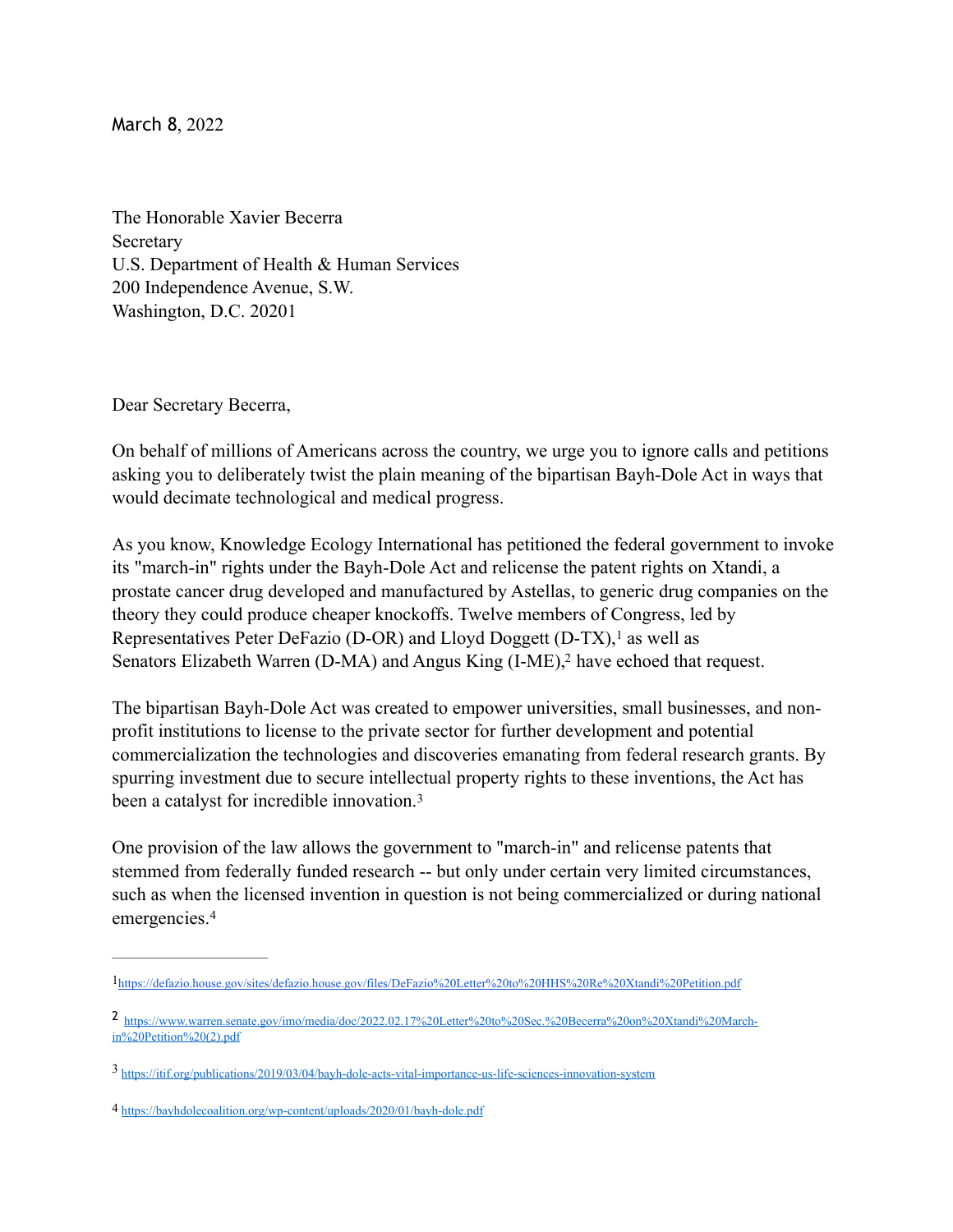March 8, 2022

The Honorable Xavier Becerra
Secretary
U.S. Department of Health & Human Services
200 Independence Avenue, S.W.
Washington, D.C. 20201

Dear Secretary Becerra,

On behalf of millions of Americans across the country, we urge you to ignore calls and petitions asking you to deliberately twist the plain meaning of the bipartisan Bayh-Dole Act in ways that would decimate technological and medical progress.

As you know, Knowledge Ecology International has petitioned the federal government to invoke its "march-in" rights under the Bayh-Dole Act and relicense the patent rights on Xtandi, a prostate cancer drug developed and manufactured by Astellas, to generic drug companies on the theory they could produce cheaper knockoffs. Twelve members of Congress, led by Representatives Peter DeFazio (D-OR) and Lloyd Doggett (D-TX),[1] as well as Senators Elizabeth Warren (D-MA) and Angus King (I-ME),[2] have echoed that request.

The bipartisan Bayh-Dole Act was created to empower universities, small businesses, and non-profit institutions to license to the private sector for further development and potential commercialization the technologies and discoveries emanating from federal research grants. By spurring investment due to secure intellectual property rights to these inventions, the Act has been a catalyst for incredible innovation.[3]

One provision of the law allows the government to "march-in" and relicense patents that stemmed from federally funded research -- but only under certain very limited circumstances, such as when the licensed invention in question is not being commercialized or during national emergencies.[4]

---

[1] https://defazio.house.gov/sites/defazio.house.gov/files/DeFazio%20Letter%20to%20HHS%20Re%20Xtandi%20Petition.pdf

[2] https://www.warren.senate.gov/imo/media/doc/2022.02.17%20Letter%20to%20Sec.%20Becerra%20on%20Xtandi%20March-in%20Petition%20(2).pdf

[3] https://itif.org/publications/2019/03/04/bayh-dole-acts-vital-importance-us-life-sciences-innovation-system

[4] https://bayhdolecoalition.org/wp-content/uploads/2020/01/bayh-dole.pdf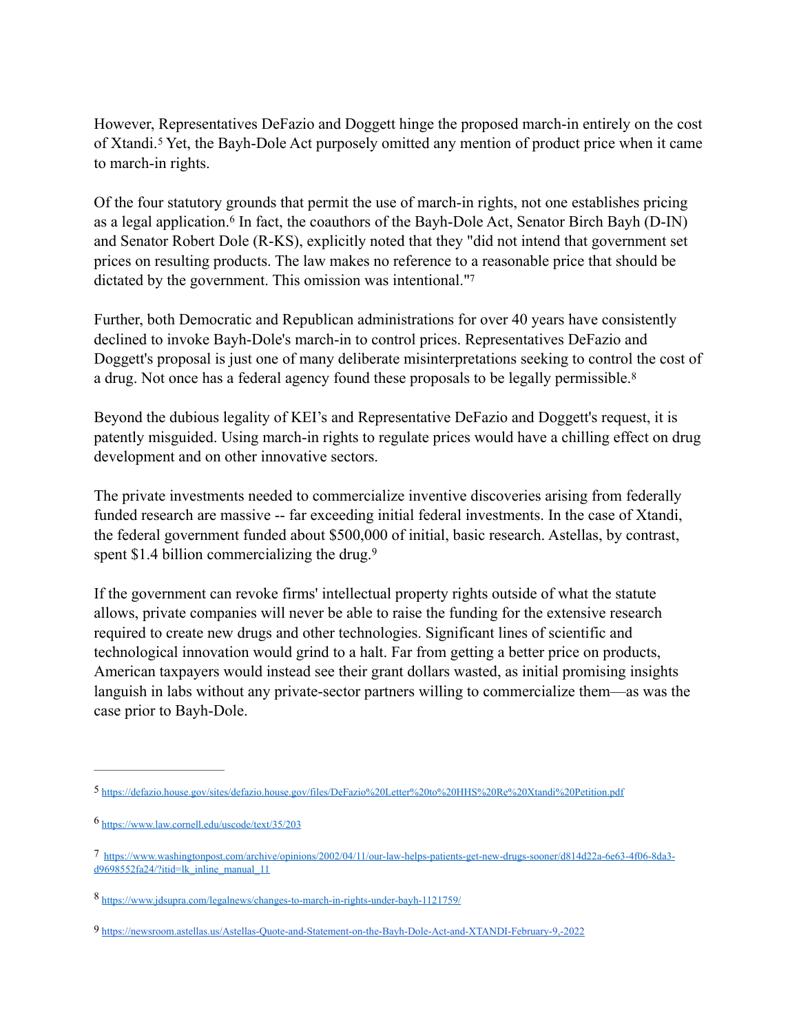However, Representatives DeFazio and Doggett hinge the proposed march-in entirely on the cost of Xtandi.[5] Yet, the Bayh-Dole Act purposely omitted any mention of product price when it came to march-in rights.

Of the four statutory grounds that permit the use of march-in rights, not one establishes pricing as a legal application.[6] In fact, the coauthors of the Bayh-Dole Act, Senator Birch Bayh (D-IN) and Senator Robert Dole (R-KS), explicitly noted that they "did not intend that government set prices on resulting products. The law makes no reference to a reasonable price that should be dictated by the government. This omission was intentional."[7]

Further, both Democratic and Republican administrations for over 40 years have consistently declined to invoke Bayh-Dole's march-in to control prices. Representatives DeFazio and Doggett's proposal is just one of many deliberate misinterpretations seeking to control the cost of a drug. Not once has a federal agency found these proposals to be legally permissible.[8]

Beyond the dubious legality of KEI's and Representative DeFazio and Doggett's request, it is patently misguided. Using march-in rights to regulate prices would have a chilling effect on drug development and on other innovative sectors.

The private investments needed to commercialize inventive discoveries arising from federally funded research are massive -- far exceeding initial federal investments. In the case of Xtandi, the federal government funded about $500,000 of initial, basic research. Astellas, by contrast, spent $1.4 billion commercializing the drug.[9]

If the government can revoke firms' intellectual property rights outside of what the statute allows, private companies will never be able to raise the funding for the extensive research required to create new drugs and other technologies. Significant lines of scientific and technological innovation would grind to a halt. Far from getting a better price on products, American taxpayers would instead see their grant dollars wasted, as initial promising insights languish in labs without any private-sector partners willing to commercialize them—as was the case prior to Bayh-Dole.

---

[5] https://defazio.house.gov/sites/defazio.house.gov/files/DeFazio%20Letter%20to%20HHS%20Re%20Xtandi%20Petition.pdf

[6] https://www.law.cornell.edu/uscode/text/35/203

[7] https://www.washingtonpost.com/archive/opinions/2002/04/11/our-law-helps-patients-get-new-drugs-sooner/d814d22a-6e63-4f06-8da3-d9698552fa24/?itid=lk_inline_manual_11

[8] https://www.jdsupra.com/legalnews/changes-to-march-in-rights-under-bayh-1121759/

[9] https://newsroom.astellas.us/Astellas-Quote-and-Statement-on-the-Bayh-Dole-Act-and-XTANDI-February-9,-2022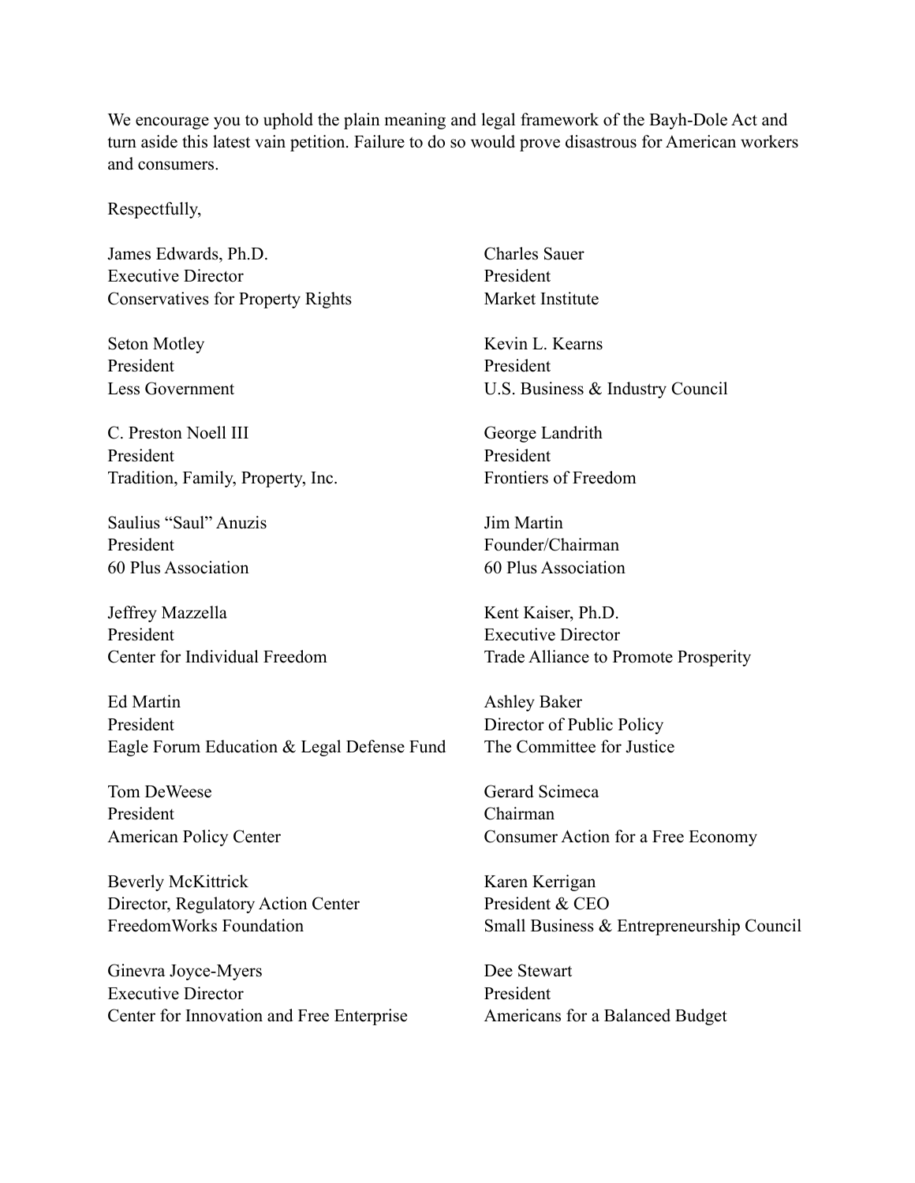We encourage you to uphold the plain meaning and legal framework of the Bayh-Dole Act and turn aside this latest vain petition. Failure to do so would prove disastrous for American workers and consumers.

Respectfully,

James Edwards, Ph.D.
Executive Director
Conservatives for Property Rights

Charles Sauer
President
Market Institute

Seton Motley
President
Less Government

Kevin L. Kearns
President
U.S. Business & Industry Council

C. Preston Noell III
President
Tradition, Family, Property, Inc.

George Landrith
President
Frontiers of Freedom

Saulius "Saul" Anuzis
President
60 Plus Association

Jim Martin
Founder/Chairman
60 Plus Association

Jeffrey Mazzella
President
Center for Individual Freedom

Kent Kaiser, Ph.D.
Executive Director
Trade Alliance to Promote Prosperity

Ed Martin
President
Eagle Forum Education & Legal Defense Fund

Ashley Baker
Director of Public Policy
The Committee for Justice

Tom DeWeese
President
American Policy Center

Gerard Scimeca
Chairman
Consumer Action for a Free Economy

Beverly McKittrick
Director, Regulatory Action Center
FreedomWorks Foundation

Karen Kerrigan
President & CEO
Small Business & Entrepreneurship Council

Ginevra Joyce-Myers
Executive Director
Center for Innovation and Free Enterprise

Dee Stewart
President
Americans for a Balanced Budget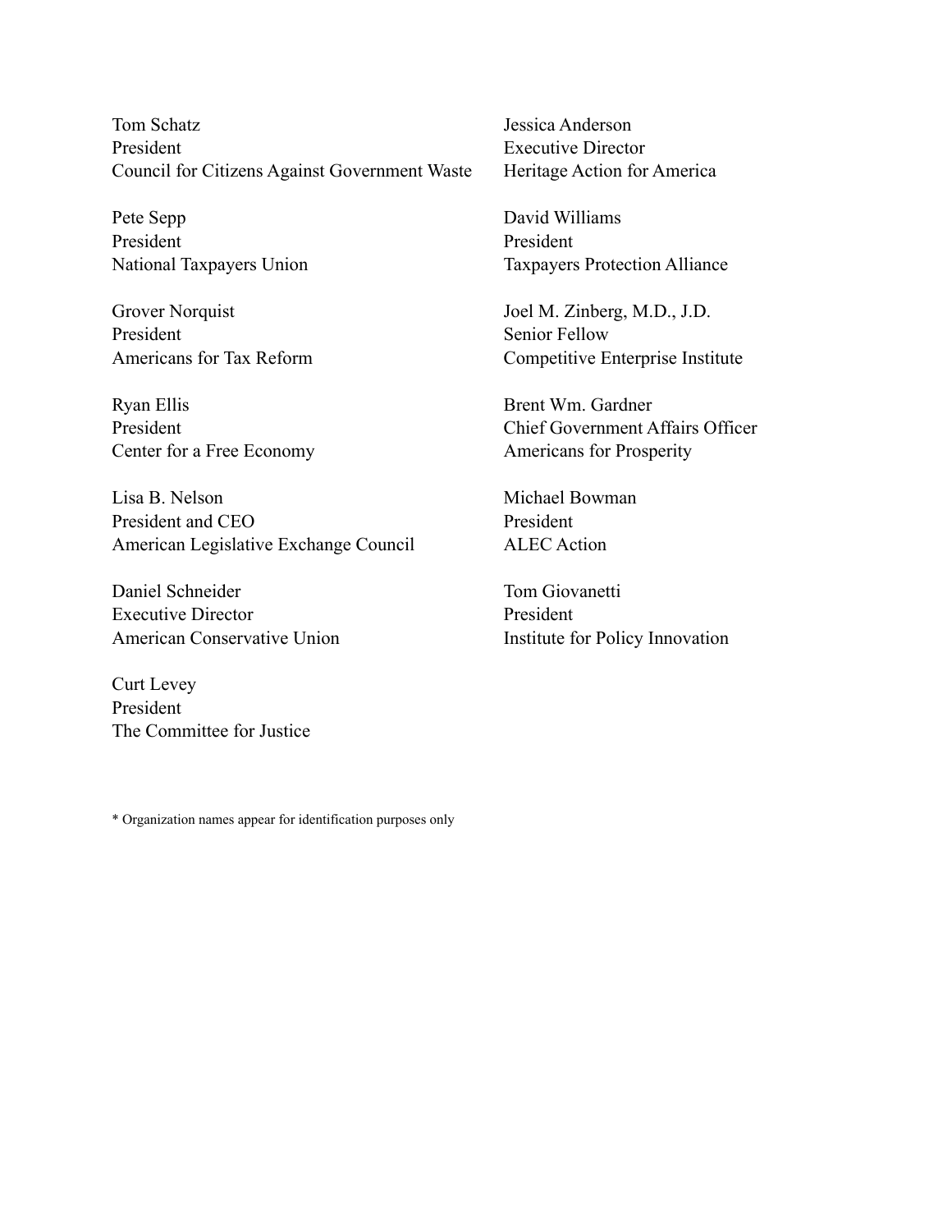Tom Schatz
President
Council for Citizens Against Government Waste

Pete Sepp
President
National Taxpayers Union

Grover Norquist
President
Americans for Tax Reform

Ryan Ellis
President
Center for a Free Economy

Lisa B. Nelson
President and CEO
American Legislative Exchange Council

Daniel Schneider
Executive Director
American Conservative Union

Curt Levey
President
The Committee for Justice

Jessica Anderson
Executive Director
Heritage Action for America

David Williams
President
Taxpayers Protection Alliance

Joel M. Zinberg, M.D., J.D.
Senior Fellow
Competitive Enterprise Institute

Brent Wm. Gardner
Chief Government Affairs Officer
Americans for Prosperity

Michael Bowman
President
ALEC Action

Tom Giovanetti
President
Institute for Policy Innovation

* Organization names appear for identification purposes only